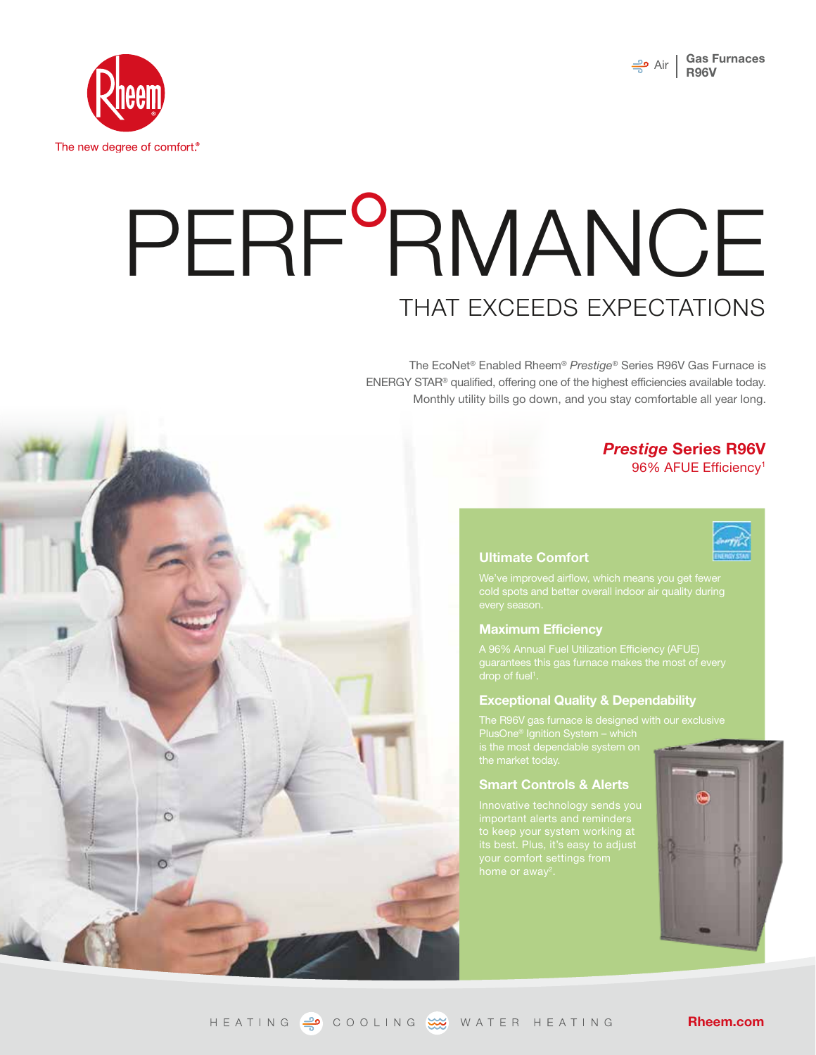The new degree of comfort.®

Air | Gas Furnaces R96V

# PERFORMANCE

## THAT EXCEEDS EXPECTATIONS

The EcoNet® Enabled Rheem® *Prestige*® Series R96V Gas Furnace is ENERGY STAR® qualified, offering one of the highest efficiencies available today. Monthly utility bills go down, and you stay comfortable all year long.

## *Prestige* Series R96V

96% AFUE Efficiency[1]

### Ultimate Comfort

We've improved airflow, which means you get fewer cold spots and better overall indoor air quality during every season.

### Maximum Efficiency

A 96% Annual Fuel Utilization Efficiency (AFUE) guarantees this gas furnace makes the most of every drop of fuel[1].

### Exceptional Quality & Dependability

The R96V gas furnace is designed with our exclusive PlusOne® Ignition System – which is the most dependable system on the market today.

### Smart Controls & Alerts

Innovative technology sends you important alerts and reminders to keep your system working at its best. Plus, it's easy to adjust your comfort settings from home or away[2].

HEATING COOLING WATER HEATING

Rheem.com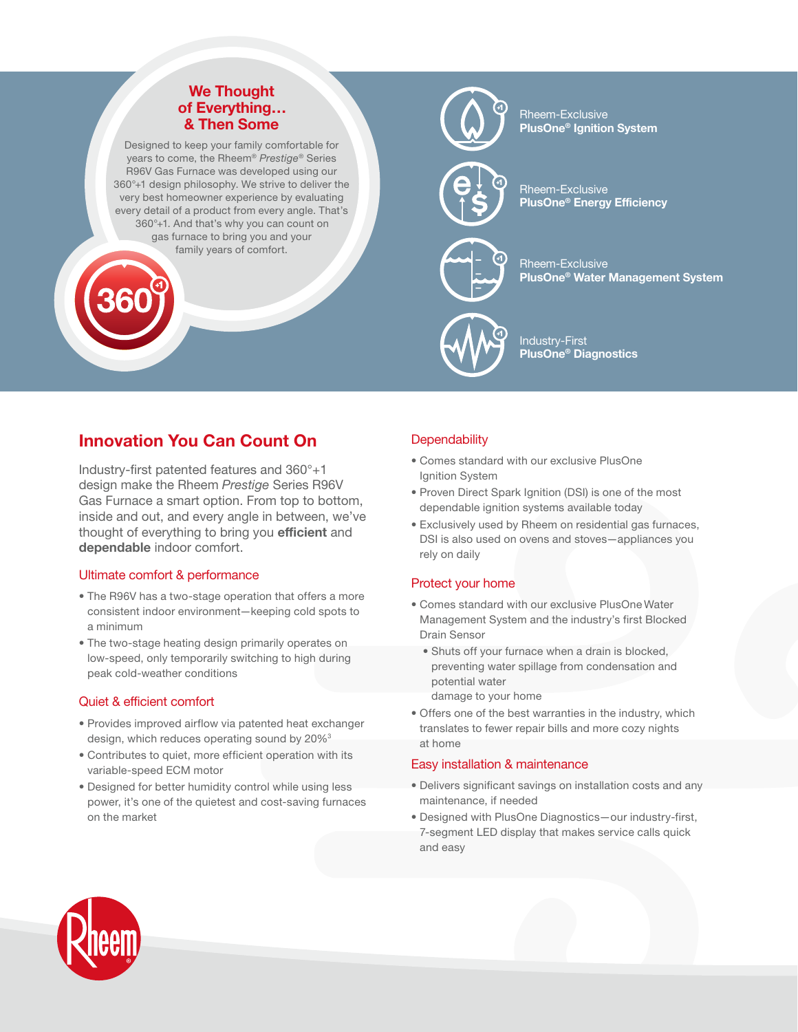## We Thought of Everything… & Then Some

Designed to keep your family comfortable for years to come, the Rheem® *Prestige*® Series R96V Gas Furnace was developed using our 360°+1 design philosophy. We strive to deliver the very best homeowner experience by evaluating every detail of a product from every angle. That's 360°+1. And that's why you can count on gas furnace to bring you and your family years of comfort.

360 +1

Rheem-Exclusive
**PlusOne® Ignition System**

Rheem-Exclusive
**PlusOne® Energy Efficiency**

Rheem-Exclusive
**PlusOne® Water Management System**

Industry-First
**PlusOne® Diagnostics**

## Innovation You Can Count On

Industry-first patented features and 360°+1 design make the Rheem *Prestige* Series R96V Gas Furnace a smart option. From top to bottom, inside and out, and every angle in between, we've thought of everything to bring you **efficient** and **dependable** indoor comfort.

### Ultimate comfort & performance

- The R96V has a two-stage operation that offers a more consistent indoor environment—keeping cold spots to a minimum
- The two-stage heating design primarily operates on low-speed, only temporarily switching to high during peak cold-weather conditions

### Quiet & efficient comfort

- Provides improved airflow via patented heat exchanger design, which reduces operating sound by 20%[3]
- Contributes to quiet, more efficient operation with its variable-speed ECM motor
- Designed for better humidity control while using less power, it's one of the quietest and cost-saving furnaces on the market

### Dependability

- Comes standard with our exclusive PlusOne Ignition System
- Proven Direct Spark Ignition (DSI) is one of the most dependable ignition systems available today
- Exclusively used by Rheem on residential gas furnaces, DSI is also used on ovens and stoves—appliances you rely on daily

### Protect your home

- Comes standard with our exclusive PlusOne Water Management System and the industry's first Blocked Drain Sensor
  - Shuts off your furnace when a drain is blocked, preventing water spillage from condensation and potential water damage to your home
- Offers one of the best warranties in the industry, which translates to fewer repair bills and more cozy nights at home

### Easy installation & maintenance

- Delivers significant savings on installation costs and any maintenance, if needed
- Designed with PlusOne Diagnostics—our industry-first, 7-segment LED display that makes service calls quick and easy

Rheem®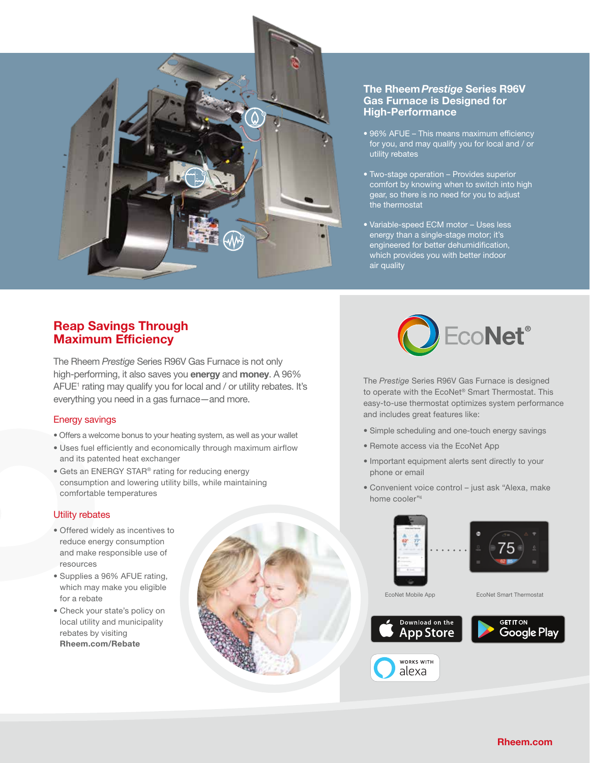## The Rheem *Prestige* Series R96V Gas Furnace is Designed for High-Performance

- 96% AFUE – This means maximum efficiency for you, and may qualify you for local and / or utility rebates
- Two-stage operation – Provides superior comfort by knowing when to switch into high gear, so there is no need for you to adjust the thermostat
- Variable-speed ECM motor – Uses less energy than a single-stage motor; it's engineered for better dehumidification, which provides you with better indoor air quality

## Reap Savings Through Maximum Efficiency

The Rheem *Prestige* Series R96V Gas Furnace is not only high-performing, it also saves you **energy** and **money**. A 96% AFUE[1] rating may qualify you for local and / or utility rebates. It's everything you need in a gas furnace—and more.

### Energy savings

- Offers a welcome bonus to your heating system, as well as your wallet
- Uses fuel efficiently and economically through maximum airflow and its patented heat exchanger
- Gets an ENERGY STAR® rating for reducing energy consumption and lowering utility bills, while maintaining comfortable temperatures

### Utility rebates

- Offered widely as incentives to reduce energy consumption and make responsible use of resources
- Supplies a 96% AFUE rating, which may make you eligible for a rebate
- Check your state's policy on local utility and municipality rebates by visiting **Rheem.com/Rebate**

## EcoNet®

The *Prestige* Series R96V Gas Furnace is designed to operate with the EcoNet® Smart Thermostat. This easy-to-use thermostat optimizes system performance and includes great features like:

- Simple scheduling and one-touch energy savings
- Remote access via the EcoNet App
- Important equipment alerts sent directly to your phone or email
- Convenient voice control – just ask "Alexa, make home cooler"[4]

EcoNet Mobile App

EcoNet Smart Thermostat

Download on the App Store

GET IT ON Google Play

WORKS WITH alexa

**Rheem.com**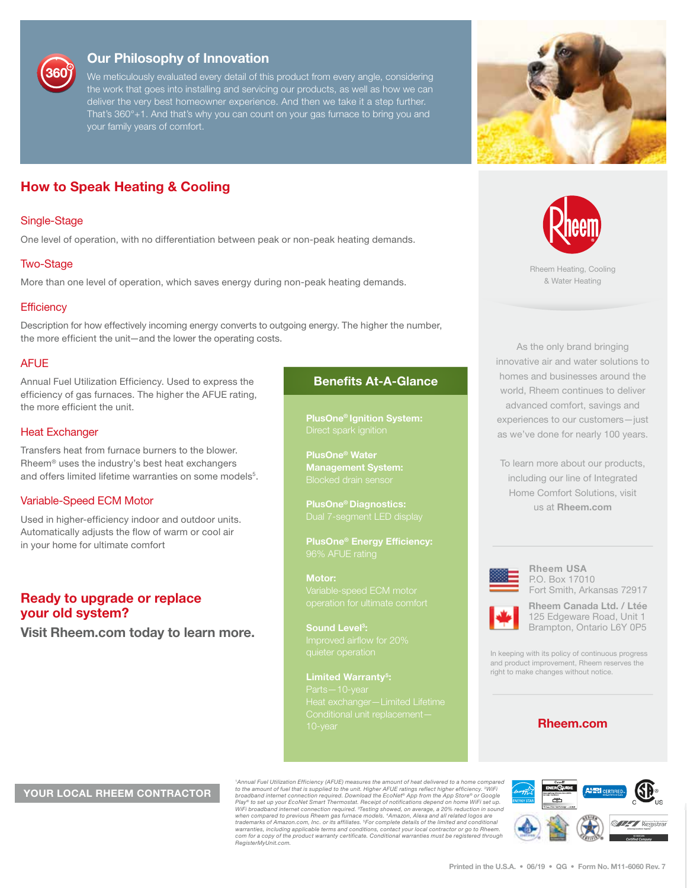## Our Philosophy of Innovation

We meticulously evaluated every detail of this product from every angle, considering the work that goes into installing and servicing our products, as well as how we can deliver the very best homeowner experience. And then we take it a step further. That's 360°+1. And that's why you can count on your gas furnace to bring you and your family years of comfort.

## How to Speak Heating & Cooling

### Single-Stage

One level of operation, with no differentiation between peak or non-peak heating demands.

### Two-Stage

More than one level of operation, which saves energy during non-peak heating demands.

### Efficiency

Description for how effectively incoming energy converts to outgoing energy. The higher the number, the more efficient the unit—and the lower the operating costs.

### AFUE

Annual Fuel Utilization Efficiency. Used to express the efficiency of gas furnaces. The higher the AFUE rating, the more efficient the unit.

### Heat Exchanger

Transfers heat from furnace burners to the blower. Rheem® uses the industry's best heat exchangers and offers limited lifetime warranties on some models[5].

### Variable-Speed ECM Motor

Used in higher-efficiency indoor and outdoor units. Automatically adjusts the flow of warm or cool air in your home for ultimate comfort

## Ready to upgrade or replace your old system?

**Visit Rheem.com today to learn more.**

## Benefits At-A-Glance

**PlusOne® Ignition System:**
Direct spark ignition

**PlusOne® Water Management System:**
Blocked drain sensor

**PlusOne® Diagnostics:**
Dual 7-segment LED display

**PlusOne® Energy Efficiency:**
96% AFUE rating

**Motor:**
Variable-speed ECM motor operation for ultimate comfort

**Sound Level[3]:**
Improved airflow for 20% quieter operation

**Limited Warranty[5]:**
Parts—10-year
Heat exchanger—Limited Lifetime
Conditional unit replacement—10-year

Rheem Heating, Cooling & Water Heating

As the only brand bringing innovative air and water solutions to homes and businesses around the world, Rheem continues to deliver advanced comfort, savings and experiences to our customers—just as we've done for nearly 100 years.

To learn more about our products, including our line of Integrated Home Comfort Solutions, visit us at **Rheem.com**

**Rheem USA**
P.O. Box 17010
Fort Smith, Arkansas 72917

**Rheem Canada Ltd. / Ltée**
125 Edgeware Road, Unit 1
Brampton, Ontario L6Y 0P5

In keeping with its policy of continuous progress and product improvement, Rheem reserves the right to make changes without notice.

**Rheem.com**

**YOUR LOCAL RHEEM CONTRACTOR**

*[1]Annual Fuel Utilization Efficiency (AFUE) measures the amount of heat delivered to a home compared to the amount of fuel that is supplied to the unit. Higher AFUE ratings reflect higher efficiency. [2]WiFi broadband internet connection required. Download the EcoNet® App from the App Store® or Google Play® to set up your EcoNet Smart Thermostat. Receipt of notifications depend on home WiFi set up. WiFi broadband internet connection required. [3]Testing showed, on average, a 20% reduction in sound when compared to previous Rheem gas furnace models. [4]Amazon, Alexa and all related logos are trademarks of Amazon.com, Inc. or its affiliates. [5]For complete details of the limited and conditional warranties, including applicable terms and conditions, contact your local contractor or go to Rheem.com for a copy of the product warranty certificate. Conditional warranties must be registered through RegisterMyUnit.com.*

Printed in the U.S.A. • 06/19 • QG • Form No. M11-6060 Rev. 7